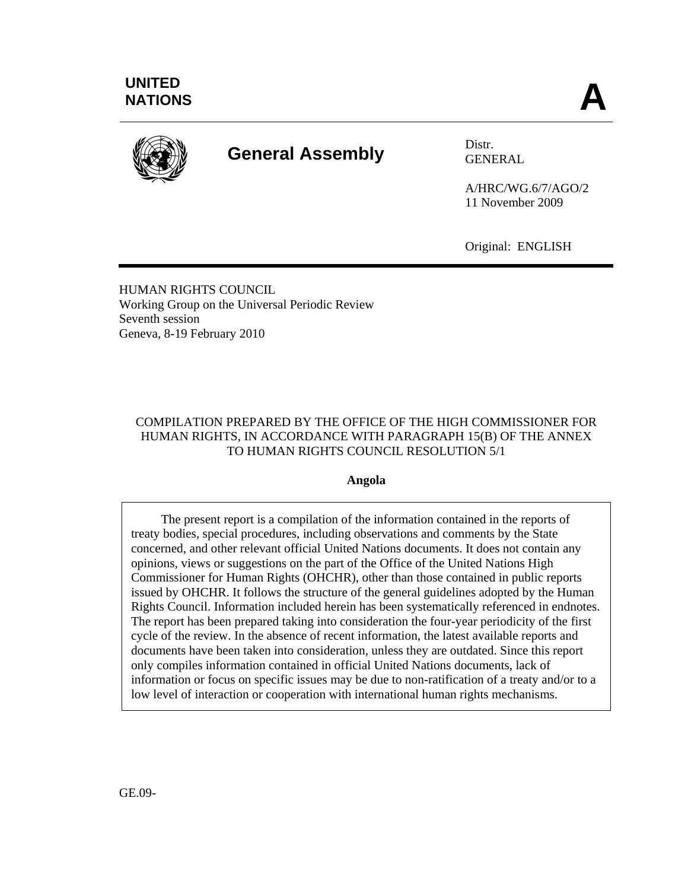UNITED NATIONS

A

General Assembly

Distr.
GENERAL

A/HRC/WG.6/7/AGO/2
11 November 2009

Original: ENGLISH

HUMAN RIGHTS COUNCIL
Working Group on the Universal Periodic Review
Seventh session
Geneva, 8-19 February 2010

COMPILATION PREPARED BY THE OFFICE OF THE HIGH COMMISSIONER FOR HUMAN RIGHTS, IN ACCORDANCE WITH PARAGRAPH 15(B) OF THE ANNEX TO HUMAN RIGHTS COUNCIL RESOLUTION 5/1

**Angola**

The present report is a compilation of the information contained in the reports of treaty bodies, special procedures, including observations and comments by the State concerned, and other relevant official United Nations documents. It does not contain any opinions, views or suggestions on the part of the Office of the United Nations High Commissioner for Human Rights (OHCHR), other than those contained in public reports issued by OHCHR. It follows the structure of the general guidelines adopted by the Human Rights Council. Information included herein has been systematically referenced in endnotes. The report has been prepared taking into consideration the four-year periodicity of the first cycle of the review. In the absence of recent information, the latest available reports and documents have been taken into consideration, unless they are outdated. Since this report only compiles information contained in official United Nations documents, lack of information or focus on specific issues may be due to non-ratification of a treaty and/or to a low level of interaction or cooperation with international human rights mechanisms.

GE.09-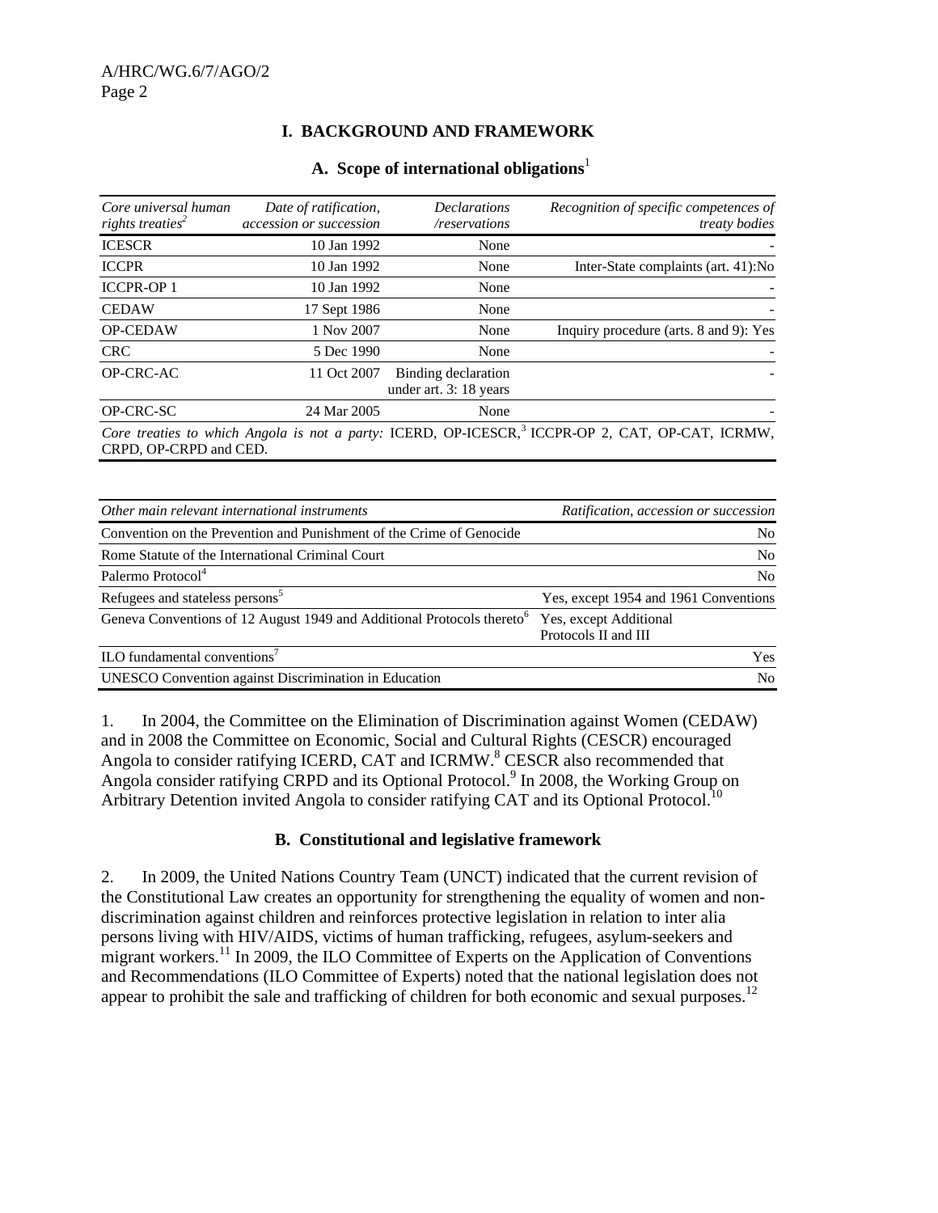## I. BACKGROUND AND FRAMEWORK

### A. Scope of international obligations[1]

| *Core universal human rights treaties*[2] | *Date of ratification, accession or succession* | *Declarations /reservations* | *Recognition of specific competences of treaty bodies* |
|---|---|---|---|
| ICESCR | 10 Jan 1992 | None | - |
| ICCPR | 10 Jan 1992 | None | Inter-State complaints (art. 41):No |
| ICCPR-OP 1 | 10 Jan 1992 | None | - |
| CEDAW | 17 Sept 1986 | None | - |
| OP-CEDAW | 1 Nov 2007 | None | Inquiry procedure (arts. 8 and 9): Yes |
| CRC | 5 Dec 1990 | None | - |
| OP-CRC-AC | 11 Oct 2007 | Binding declaration under art. 3: 18 years | - |
| OP-CRC-SC | 24 Mar 2005 | None | - |

*Core treaties to which Angola is not a party:* ICERD, OP-ICESCR,[3] ICCPR-OP 2, CAT, OP-CAT, ICRMW, CRPD, OP-CRPD and CED.

| *Other main relevant international instruments* | *Ratification, accession or succession* |
|---|---|
| Convention on the Prevention and Punishment of the Crime of Genocide | No |
| Rome Statute of the International Criminal Court | No |
| Palermo Protocol[4] | No |
| Refugees and stateless persons[5] | Yes, except 1954 and 1961 Conventions |
| Geneva Conventions of 12 August 1949 and Additional Protocols thereto[6] | Yes, except Additional Protocols II and III |
| ILO fundamental conventions[7] | Yes |
| UNESCO Convention against Discrimination in Education | No |

1. In 2004, the Committee on the Elimination of Discrimination against Women (CEDAW) and in 2008 the Committee on Economic, Social and Cultural Rights (CESCR) encouraged Angola to consider ratifying ICERD, CAT and ICRMW.[8] CESCR also recommended that Angola consider ratifying CRPD and its Optional Protocol.[9] In 2008, the Working Group on Arbitrary Detention invited Angola to consider ratifying CAT and its Optional Protocol.[10]

### B. Constitutional and legislative framework

2. In 2009, the United Nations Country Team (UNCT) indicated that the current revision of the Constitutional Law creates an opportunity for strengthening the equality of women and non-discrimination against children and reinforces protective legislation in relation to inter alia persons living with HIV/AIDS, victims of human trafficking, refugees, asylum-seekers and migrant workers.[11] In 2009, the ILO Committee of Experts on the Application of Conventions and Recommendations (ILO Committee of Experts) noted that the national legislation does not appear to prohibit the sale and trafficking of children for both economic and sexual purposes.[12]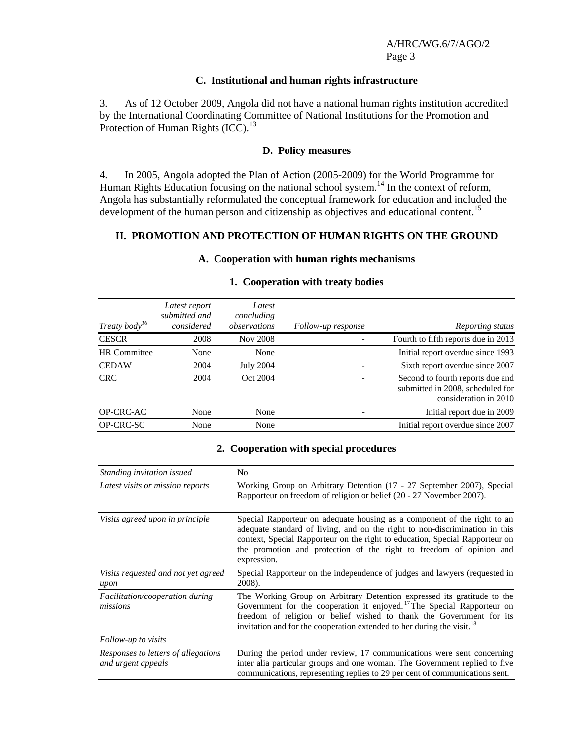### C. Institutional and human rights infrastructure

3. As of 12 October 2009, Angola did not have a national human rights institution accredited by the International Coordinating Committee of National Institutions for the Promotion and Protection of Human Rights (ICC).[13]

### D. Policy measures

4. In 2005, Angola adopted the Plan of Action (2005-2009) for the World Programme for Human Rights Education focusing on the national school system.[14] In the context of reform, Angola has substantially reformulated the conceptual framework for education and included the development of the human person and citizenship as objectives and educational content.[15]

## II. PROMOTION AND PROTECTION OF HUMAN RIGHTS ON THE GROUND

### A. Cooperation with human rights mechanisms

#### 1. Cooperation with treaty bodies

| *Treaty body*[16] | *Latest report submitted and considered* | *Latest concluding observations* | *Follow-up response* | *Reporting status* |
|---|---|---|---|---|
| CESCR | 2008 | Nov 2008 | - | Fourth to fifth reports due in 2013 |
| HR Committee | None | None | | Initial report overdue since 1993 |
| CEDAW | 2004 | July 2004 | - | Sixth report overdue since 2007 |
| CRC | 2004 | Oct 2004 | - | Second to fourth reports due and submitted in 2008, scheduled for consideration in 2010 |
| OP-CRC-AC | None | None | - | Initial report due in 2009 |
| OP-CRC-SC | None | None | | Initial report overdue since 2007 |

#### 2. Cooperation with special procedures

| | |
|---|---|
| *Standing invitation issued* | No |
| *Latest visits or mission reports* | Working Group on Arbitrary Detention (17 - 27 September 2007), Special Rapporteur on freedom of religion or belief (20 - 27 November 2007). |
| *Visits agreed upon in principle* | Special Rapporteur on adequate housing as a component of the right to an adequate standard of living, and on the right to non-discrimination in this context, Special Rapporteur on the right to education, Special Rapporteur on the promotion and protection of the right to freedom of opinion and expression. |
| *Visits requested and not yet agreed upon* | Special Rapporteur on the independence of judges and lawyers (requested in 2008). |
| *Facilitation/cooperation during missions* | The Working Group on Arbitrary Detention expressed its gratitude to the Government for the cooperation it enjoyed.[17] The Special Rapporteur on freedom of religion or belief wished to thank the Government for its invitation and for the cooperation extended to her during the visit.[18] |
| *Follow-up to visits* | |
| *Responses to letters of allegations and urgent appeals* | During the period under review, 17 communications were sent concerning inter alia particular groups and one woman. The Government replied to five communications, representing replies to 29 per cent of communications sent. |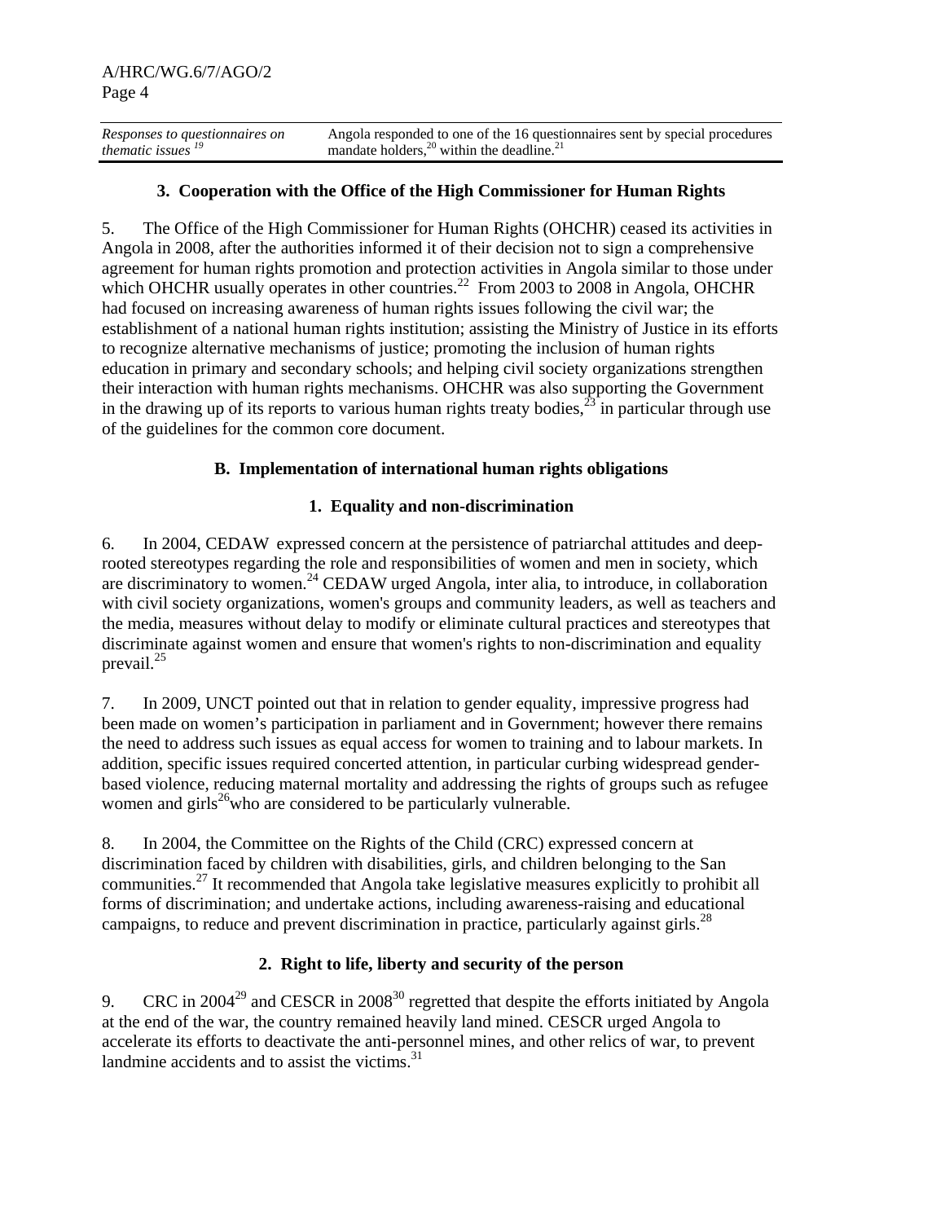| *Responses to questionnaires on thematic issues* [19] | Angola responded to one of the 16 questionnaires sent by special procedures mandate holders,[20] within the deadline.[21] |
|---|---|

### 3. Cooperation with the Office of the High Commissioner for Human Rights

5. The Office of the High Commissioner for Human Rights (OHCHR) ceased its activities in Angola in 2008, after the authorities informed it of their decision not to sign a comprehensive agreement for human rights promotion and protection activities in Angola similar to those under which OHCHR usually operates in other countries.[22] From 2003 to 2008 in Angola, OHCHR had focused on increasing awareness of human rights issues following the civil war; the establishment of a national human rights institution; assisting the Ministry of Justice in its efforts to recognize alternative mechanisms of justice; promoting the inclusion of human rights education in primary and secondary schools; and helping civil society organizations strengthen their interaction with human rights mechanisms. OHCHR was also supporting the Government in the drawing up of its reports to various human rights treaty bodies,[23] in particular through use of the guidelines for the common core document.

## B. Implementation of international human rights obligations

### 1. Equality and non-discrimination

6. In 2004, CEDAW expressed concern at the persistence of patriarchal attitudes and deep-rooted stereotypes regarding the role and responsibilities of women and men in society, which are discriminatory to women.[24] CEDAW urged Angola, inter alia, to introduce, in collaboration with civil society organizations, women's groups and community leaders, as well as teachers and the media, measures without delay to modify or eliminate cultural practices and stereotypes that discriminate against women and ensure that women's rights to non-discrimination and equality prevail.[25]

7. In 2009, UNCT pointed out that in relation to gender equality, impressive progress had been made on women's participation in parliament and in Government; however there remains the need to address such issues as equal access for women to training and to labour markets. In addition, specific issues required concerted attention, in particular curbing widespread gender-based violence, reducing maternal mortality and addressing the rights of groups such as refugee women and girls[26]who are considered to be particularly vulnerable.

8. In 2004, the Committee on the Rights of the Child (CRC) expressed concern at discrimination faced by children with disabilities, girls, and children belonging to the San communities.[27] It recommended that Angola take legislative measures explicitly to prohibit all forms of discrimination; and undertake actions, including awareness-raising and educational campaigns, to reduce and prevent discrimination in practice, particularly against girls.[28]

### 2. Right to life, liberty and security of the person

9. CRC in 2004[29] and CESCR in 2008[30] regretted that despite the efforts initiated by Angola at the end of the war, the country remained heavily land mined. CESCR urged Angola to accelerate its efforts to deactivate the anti-personnel mines, and other relics of war, to prevent landmine accidents and to assist the victims.[31]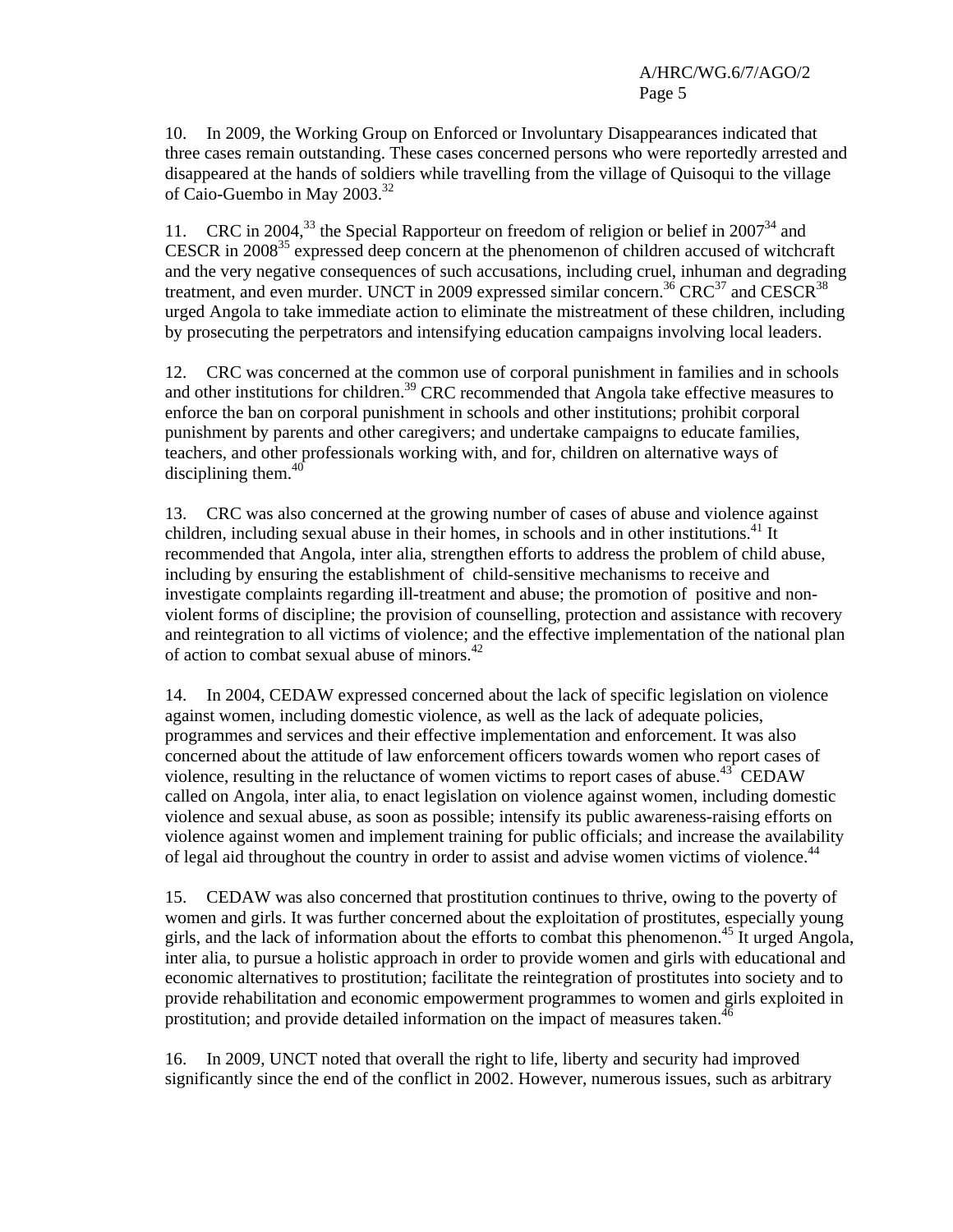10. In 2009, the Working Group on Enforced or Involuntary Disappearances indicated that three cases remain outstanding. These cases concerned persons who were reportedly arrested and disappeared at the hands of soldiers while travelling from the village of Quisoqui to the village of Caio-Guembo in May 2003.[32]

11. CRC in 2004,[33] the Special Rapporteur on freedom of religion or belief in 2007[34] and CESCR in 2008[35] expressed deep concern at the phenomenon of children accused of witchcraft and the very negative consequences of such accusations, including cruel, inhuman and degrading treatment, and even murder. UNCT in 2009 expressed similar concern.[36] CRC[37] and CESCR[38] urged Angola to take immediate action to eliminate the mistreatment of these children, including by prosecuting the perpetrators and intensifying education campaigns involving local leaders.

12. CRC was concerned at the common use of corporal punishment in families and in schools and other institutions for children.[39] CRC recommended that Angola take effective measures to enforce the ban on corporal punishment in schools and other institutions; prohibit corporal punishment by parents and other caregivers; and undertake campaigns to educate families, teachers, and other professionals working with, and for, children on alternative ways of disciplining them.[40]

13. CRC was also concerned at the growing number of cases of abuse and violence against children, including sexual abuse in their homes, in schools and in other institutions.[41] It recommended that Angola, inter alia, strengthen efforts to address the problem of child abuse, including by ensuring the establishment of child-sensitive mechanisms to receive and investigate complaints regarding ill-treatment and abuse; the promotion of positive and non-violent forms of discipline; the provision of counselling, protection and assistance with recovery and reintegration to all victims of violence; and the effective implementation of the national plan of action to combat sexual abuse of minors.[42]

14. In 2004, CEDAW expressed concerned about the lack of specific legislation on violence against women, including domestic violence, as well as the lack of adequate policies, programmes and services and their effective implementation and enforcement. It was also concerned about the attitude of law enforcement officers towards women who report cases of violence, resulting in the reluctance of women victims to report cases of abuse.[43] CEDAW called on Angola, inter alia, to enact legislation on violence against women, including domestic violence and sexual abuse, as soon as possible; intensify its public awareness-raising efforts on violence against women and implement training for public officials; and increase the availability of legal aid throughout the country in order to assist and advise women victims of violence.[44]

15. CEDAW was also concerned that prostitution continues to thrive, owing to the poverty of women and girls. It was further concerned about the exploitation of prostitutes, especially young girls, and the lack of information about the efforts to combat this phenomenon.[45] It urged Angola, inter alia, to pursue a holistic approach in order to provide women and girls with educational and economic alternatives to prostitution; facilitate the reintegration of prostitutes into society and to provide rehabilitation and economic empowerment programmes to women and girls exploited in prostitution; and provide detailed information on the impact of measures taken.[46]

16. In 2009, UNCT noted that overall the right to life, liberty and security had improved significantly since the end of the conflict in 2002. However, numerous issues, such as arbitrary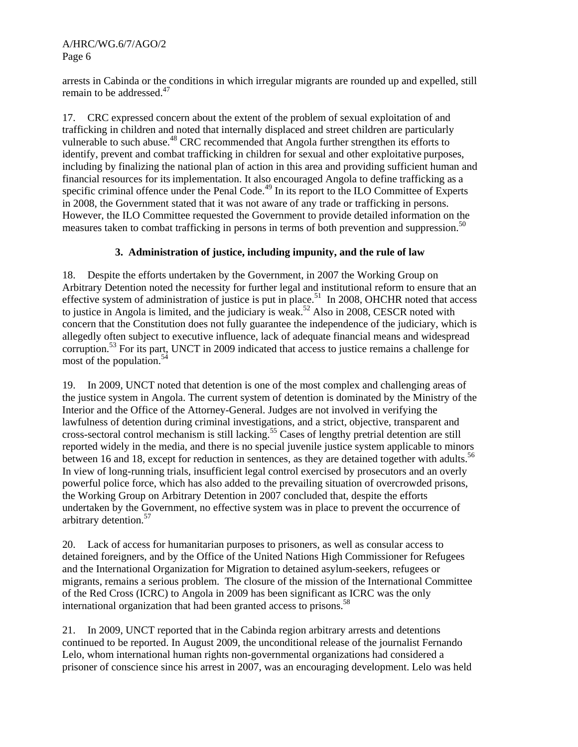arrests in Cabinda or the conditions in which irregular migrants are rounded up and expelled, still remain to be addressed.[47]

17. CRC expressed concern about the extent of the problem of sexual exploitation of and trafficking in children and noted that internally displaced and street children are particularly vulnerable to such abuse.[48] CRC recommended that Angola further strengthen its efforts to identify, prevent and combat trafficking in children for sexual and other exploitative purposes, including by finalizing the national plan of action in this area and providing sufficient human and financial resources for its implementation. It also encouraged Angola to define trafficking as a specific criminal offence under the Penal Code.[49] In its report to the ILO Committee of Experts in 2008, the Government stated that it was not aware of any trade or trafficking in persons. However, the ILO Committee requested the Government to provide detailed information on the measures taken to combat trafficking in persons in terms of both prevention and suppression.[50]

### 3. Administration of justice, including impunity, and the rule of law

18. Despite the efforts undertaken by the Government, in 2007 the Working Group on Arbitrary Detention noted the necessity for further legal and institutional reform to ensure that an effective system of administration of justice is put in place.[51] In 2008, OHCHR noted that access to justice in Angola is limited, and the judiciary is weak.[52] Also in 2008, CESCR noted with concern that the Constitution does not fully guarantee the independence of the judiciary, which is allegedly often subject to executive influence, lack of adequate financial means and widespread corruption.[53] For its part, UNCT in 2009 indicated that access to justice remains a challenge for most of the population.[54]

19. In 2009, UNCT noted that detention is one of the most complex and challenging areas of the justice system in Angola. The current system of detention is dominated by the Ministry of the Interior and the Office of the Attorney-General. Judges are not involved in verifying the lawfulness of detention during criminal investigations, and a strict, objective, transparent and cross-sectoral control mechanism is still lacking.[55] Cases of lengthy pretrial detention are still reported widely in the media, and there is no special juvenile justice system applicable to minors between 16 and 18, except for reduction in sentences, as they are detained together with adults.[56] In view of long-running trials, insufficient legal control exercised by prosecutors and an overly powerful police force, which has also added to the prevailing situation of overcrowded prisons, the Working Group on Arbitrary Detention in 2007 concluded that, despite the efforts undertaken by the Government, no effective system was in place to prevent the occurrence of arbitrary detention.[57]

20. Lack of access for humanitarian purposes to prisoners, as well as consular access to detained foreigners, and by the Office of the United Nations High Commissioner for Refugees and the International Organization for Migration to detained asylum-seekers, refugees or migrants, remains a serious problem. The closure of the mission of the International Committee of the Red Cross (ICRC) to Angola in 2009 has been significant as ICRC was the only international organization that had been granted access to prisons.[58]

21. In 2009, UNCT reported that in the Cabinda region arbitrary arrests and detentions continued to be reported. In August 2009, the unconditional release of the journalist Fernando Lelo, whom international human rights non-governmental organizations had considered a prisoner of conscience since his arrest in 2007, was an encouraging development. Lelo was held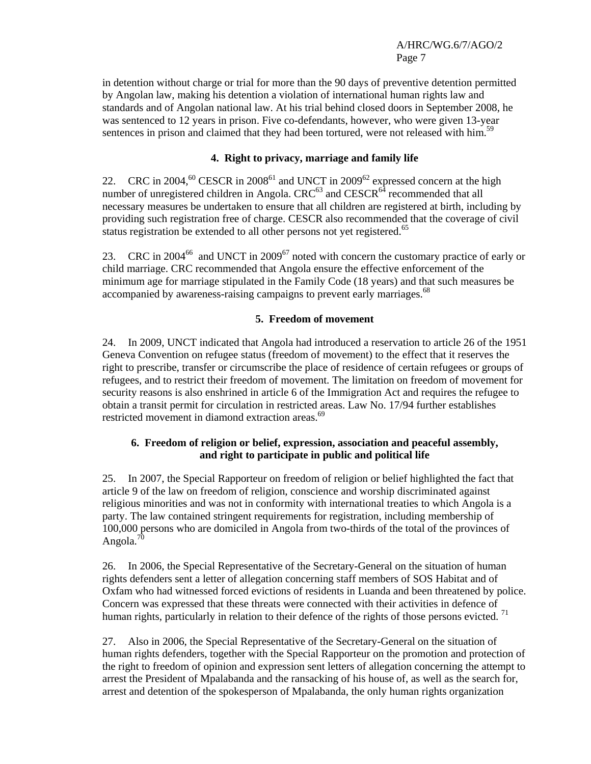in detention without charge or trial for more than the 90 days of preventive detention permitted by Angolan law, making his detention a violation of international human rights law and standards and of Angolan national law. At his trial behind closed doors in September 2008, he was sentenced to 12 years in prison. Five co-defendants, however, who were given 13-year sentences in prison and claimed that they had been tortured, were not released with him.[59]

### 4. Right to privacy, marriage and family life

22. CRC in 2004,[60] CESCR in 2008[61] and UNCT in 2009[62] expressed concern at the high number of unregistered children in Angola. CRC[63] and CESCR[64] recommended that all necessary measures be undertaken to ensure that all children are registered at birth, including by providing such registration free of charge. CESCR also recommended that the coverage of civil status registration be extended to all other persons not yet registered.[65]

23. CRC in 2004[66] and UNCT in 2009[67] noted with concern the customary practice of early or child marriage. CRC recommended that Angola ensure the effective enforcement of the minimum age for marriage stipulated in the Family Code (18 years) and that such measures be accompanied by awareness-raising campaigns to prevent early marriages.[68]

### 5. Freedom of movement

24. In 2009, UNCT indicated that Angola had introduced a reservation to article 26 of the 1951 Geneva Convention on refugee status (freedom of movement) to the effect that it reserves the right to prescribe, transfer or circumscribe the place of residence of certain refugees or groups of refugees, and to restrict their freedom of movement. The limitation on freedom of movement for security reasons is also enshrined in article 6 of the Immigration Act and requires the refugee to obtain a transit permit for circulation in restricted areas. Law No. 17/94 further establishes restricted movement in diamond extraction areas.[69]

### 6. Freedom of religion or belief, expression, association and peaceful assembly, and right to participate in public and political life

25. In 2007, the Special Rapporteur on freedom of religion or belief highlighted the fact that article 9 of the law on freedom of religion, conscience and worship discriminated against religious minorities and was not in conformity with international treaties to which Angola is a party. The law contained stringent requirements for registration, including membership of 100,000 persons who are domiciled in Angola from two-thirds of the total of the provinces of Angola.[70]

26. In 2006, the Special Representative of the Secretary-General on the situation of human rights defenders sent a letter of allegation concerning staff members of SOS Habitat and of Oxfam who had witnessed forced evictions of residents in Luanda and been threatened by police. Concern was expressed that these threats were connected with their activities in defence of human rights, particularly in relation to their defence of the rights of those persons evicted.[71]

27. Also in 2006, the Special Representative of the Secretary-General on the situation of human rights defenders, together with the Special Rapporteur on the promotion and protection of the right to freedom of opinion and expression sent letters of allegation concerning the attempt to arrest the President of Mpalabanda and the ransacking of his house of, as well as the search for, arrest and detention of the spokesperson of Mpalabanda, the only human rights organization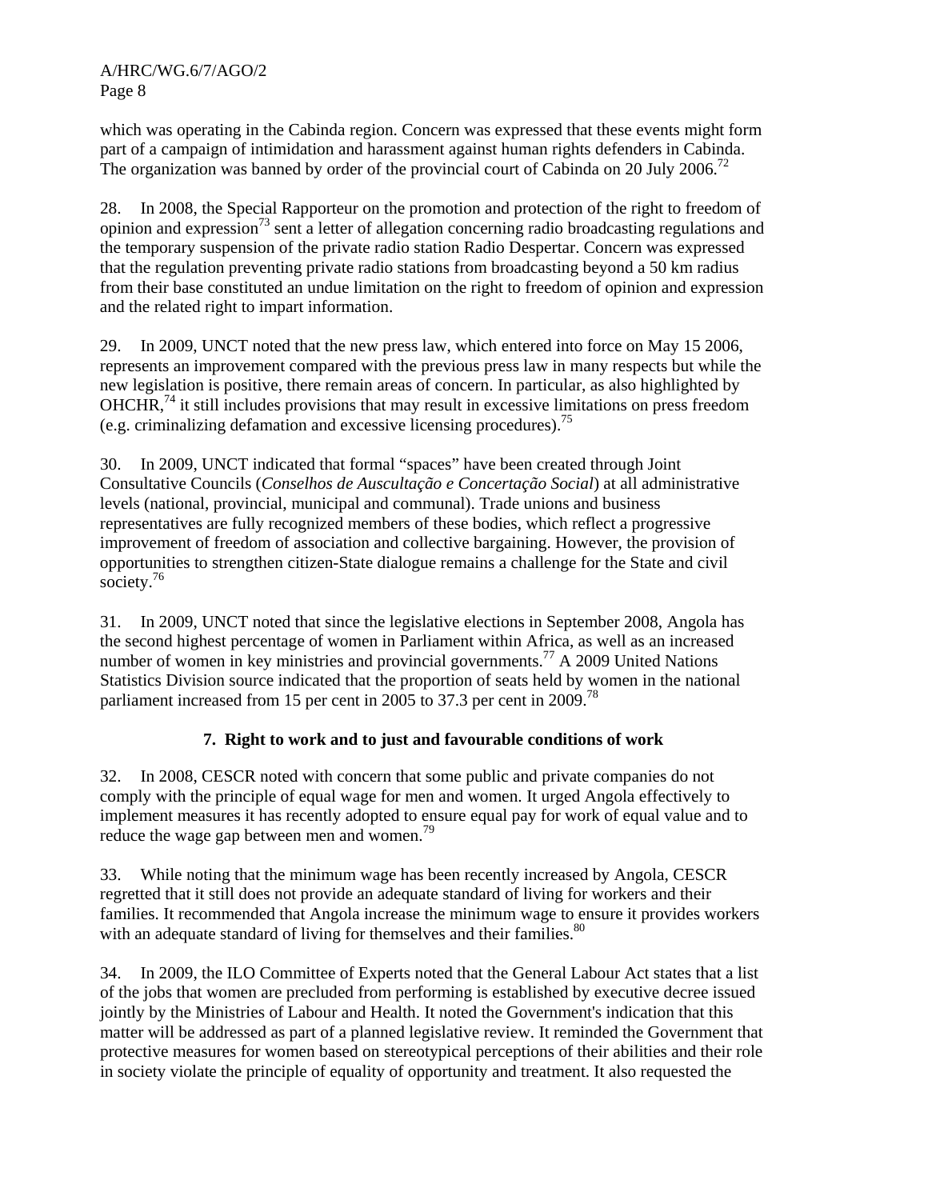which was operating in the Cabinda region. Concern was expressed that these events might form part of a campaign of intimidation and harassment against human rights defenders in Cabinda. The organization was banned by order of the provincial court of Cabinda on 20 July 2006.[72]

28. In 2008, the Special Rapporteur on the promotion and protection of the right to freedom of opinion and expression[73] sent a letter of allegation concerning radio broadcasting regulations and the temporary suspension of the private radio station Radio Despertar. Concern was expressed that the regulation preventing private radio stations from broadcasting beyond a 50 km radius from their base constituted an undue limitation on the right to freedom of opinion and expression and the related right to impart information.

29. In 2009, UNCT noted that the new press law, which entered into force on May 15 2006, represents an improvement compared with the previous press law in many respects but while the new legislation is positive, there remain areas of concern. In particular, as also highlighted by OHCHR,[74] it still includes provisions that may result in excessive limitations on press freedom (e.g. criminalizing defamation and excessive licensing procedures).[75]

30. In 2009, UNCT indicated that formal "spaces" have been created through Joint Consultative Councils (*Conselhos de Auscultação e Concertação Social*) at all administrative levels (national, provincial, municipal and communal). Trade unions and business representatives are fully recognized members of these bodies, which reflect a progressive improvement of freedom of association and collective bargaining. However, the provision of opportunities to strengthen citizen-State dialogue remains a challenge for the State and civil society.[76]

31. In 2009, UNCT noted that since the legislative elections in September 2008, Angola has the second highest percentage of women in Parliament within Africa, as well as an increased number of women in key ministries and provincial governments.[77] A 2009 United Nations Statistics Division source indicated that the proportion of seats held by women in the national parliament increased from 15 per cent in 2005 to 37.3 per cent in 2009.[78]

### 7. Right to work and to just and favourable conditions of work

32. In 2008, CESCR noted with concern that some public and private companies do not comply with the principle of equal wage for men and women. It urged Angola effectively to implement measures it has recently adopted to ensure equal pay for work of equal value and to reduce the wage gap between men and women.[79]

33. While noting that the minimum wage has been recently increased by Angola, CESCR regretted that it still does not provide an adequate standard of living for workers and their families. It recommended that Angola increase the minimum wage to ensure it provides workers with an adequate standard of living for themselves and their families.[80]

34. In 2009, the ILO Committee of Experts noted that the General Labour Act states that a list of the jobs that women are precluded from performing is established by executive decree issued jointly by the Ministries of Labour and Health. It noted the Government's indication that this matter will be addressed as part of a planned legislative review. It reminded the Government that protective measures for women based on stereotypical perceptions of their abilities and their role in society violate the principle of equality of opportunity and treatment. It also requested the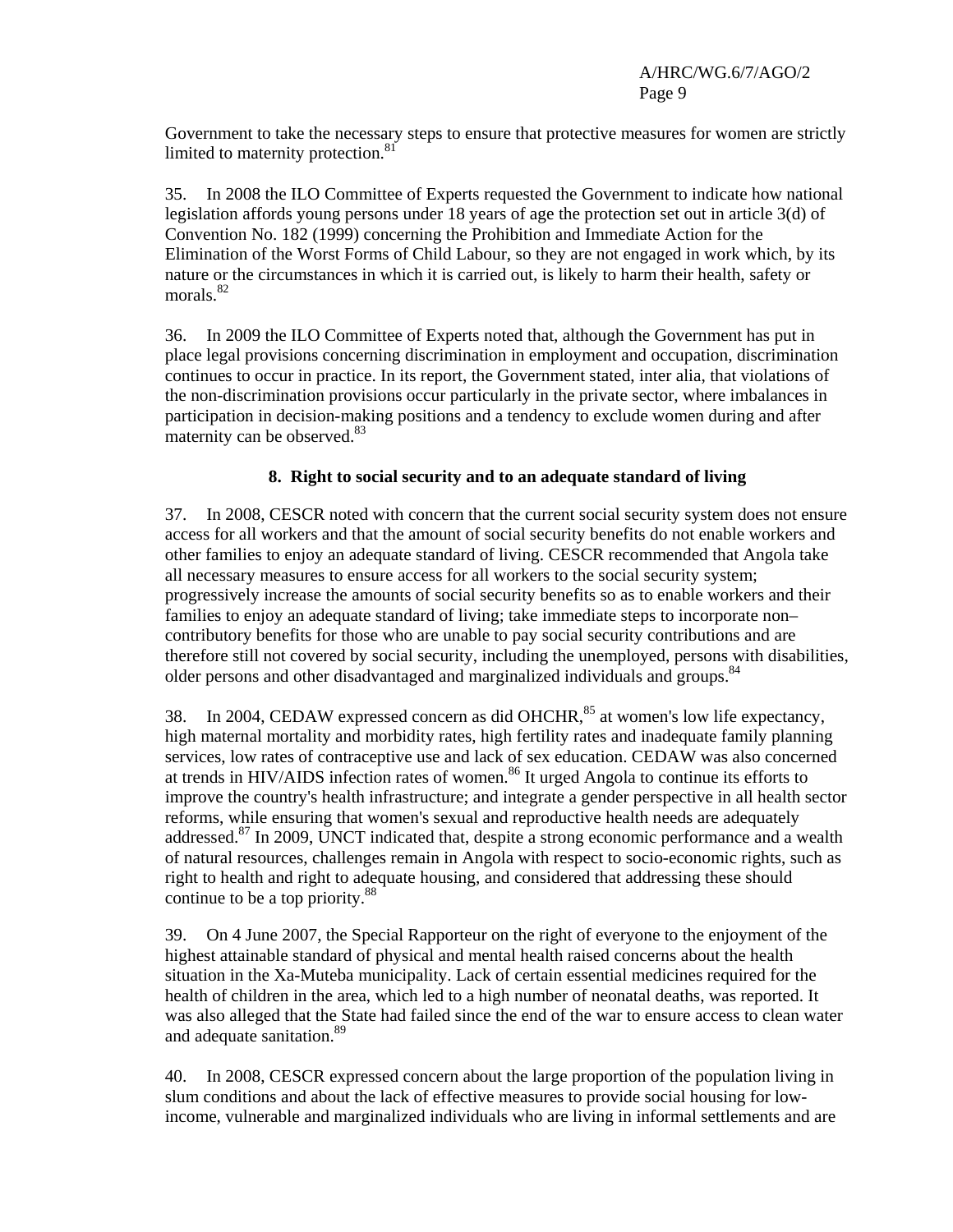Government to take the necessary steps to ensure that protective measures for women are strictly limited to maternity protection.[81]

35. In 2008 the ILO Committee of Experts requested the Government to indicate how national legislation affords young persons under 18 years of age the protection set out in article 3(d) of Convention No. 182 (1999) concerning the Prohibition and Immediate Action for the Elimination of the Worst Forms of Child Labour, so they are not engaged in work which, by its nature or the circumstances in which it is carried out, is likely to harm their health, safety or morals.[82]

36. In 2009 the ILO Committee of Experts noted that, although the Government has put in place legal provisions concerning discrimination in employment and occupation, discrimination continues to occur in practice. In its report, the Government stated, inter alia, that violations of the non-discrimination provisions occur particularly in the private sector, where imbalances in participation in decision-making positions and a tendency to exclude women during and after maternity can be observed.[83]

### 8. Right to social security and to an adequate standard of living

37. In 2008, CESCR noted with concern that the current social security system does not ensure access for all workers and that the amount of social security benefits do not enable workers and other families to enjoy an adequate standard of living. CESCR recommended that Angola take all necessary measures to ensure access for all workers to the social security system; progressively increase the amounts of social security benefits so as to enable workers and their families to enjoy an adequate standard of living; take immediate steps to incorporate non–contributory benefits for those who are unable to pay social security contributions and are therefore still not covered by social security, including the unemployed, persons with disabilities, older persons and other disadvantaged and marginalized individuals and groups.[84]

38. In 2004, CEDAW expressed concern as did OHCHR,[85] at women's low life expectancy, high maternal mortality and morbidity rates, high fertility rates and inadequate family planning services, low rates of contraceptive use and lack of sex education. CEDAW was also concerned at trends in HIV/AIDS infection rates of women.[86] It urged Angola to continue its efforts to improve the country's health infrastructure; and integrate a gender perspective in all health sector reforms, while ensuring that women's sexual and reproductive health needs are adequately addressed.[87] In 2009, UNCT indicated that, despite a strong economic performance and a wealth of natural resources, challenges remain in Angola with respect to socio-economic rights, such as right to health and right to adequate housing, and considered that addressing these should continue to be a top priority.[88]

39. On 4 June 2007, the Special Rapporteur on the right of everyone to the enjoyment of the highest attainable standard of physical and mental health raised concerns about the health situation in the Xa-Muteba municipality. Lack of certain essential medicines required for the health of children in the area, which led to a high number of neonatal deaths, was reported. It was also alleged that the State had failed since the end of the war to ensure access to clean water and adequate sanitation.[89]

40. In 2008, CESCR expressed concern about the large proportion of the population living in slum conditions and about the lack of effective measures to provide social housing for low-income, vulnerable and marginalized individuals who are living in informal settlements and are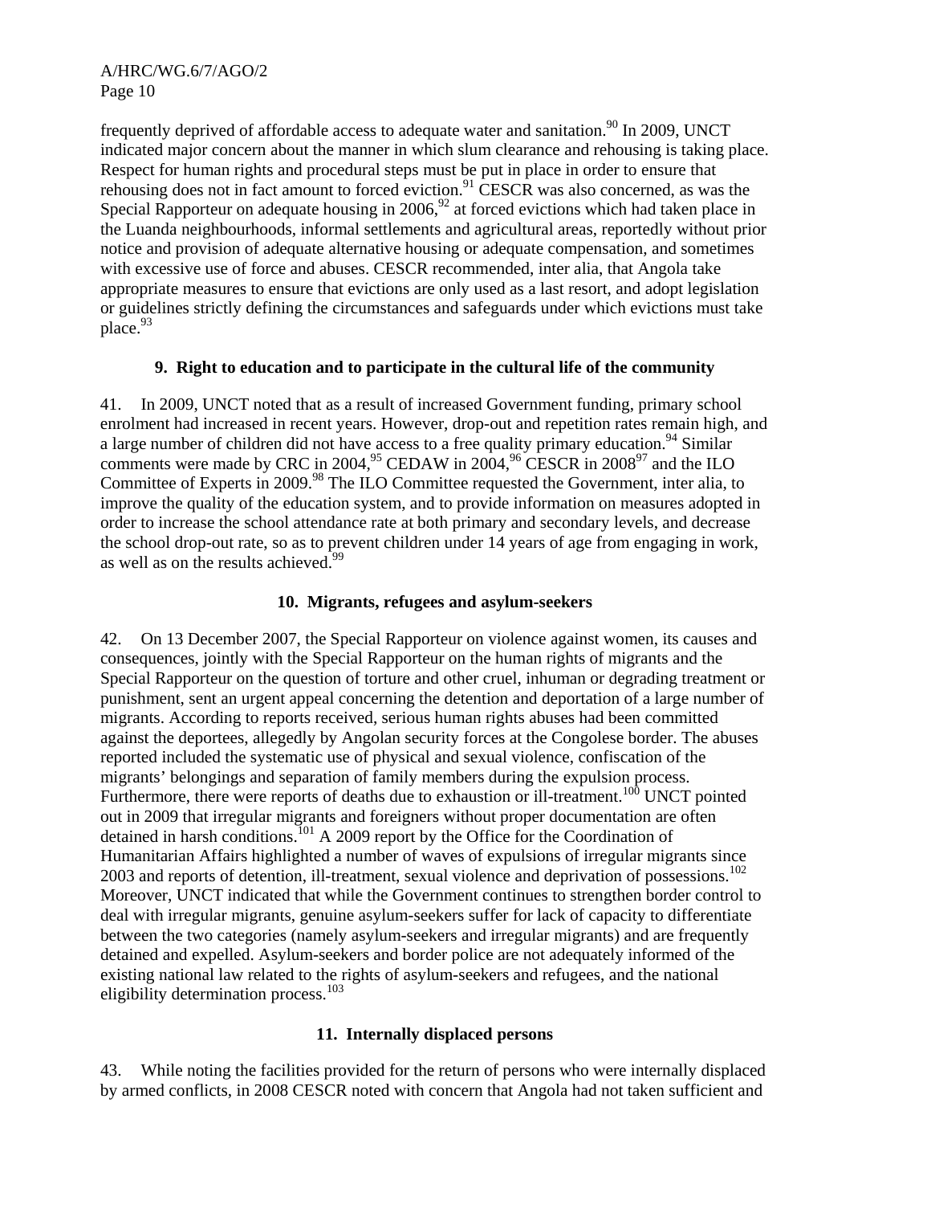frequently deprived of affordable access to adequate water and sanitation.[90] In 2009, UNCT indicated major concern about the manner in which slum clearance and rehousing is taking place. Respect for human rights and procedural steps must be put in place in order to ensure that rehousing does not in fact amount to forced eviction.[91] CESCR was also concerned, as was the Special Rapporteur on adequate housing in 2006,[92] at forced evictions which had taken place in the Luanda neighbourhoods, informal settlements and agricultural areas, reportedly without prior notice and provision of adequate alternative housing or adequate compensation, and sometimes with excessive use of force and abuses. CESCR recommended, inter alia, that Angola take appropriate measures to ensure that evictions are only used as a last resort, and adopt legislation or guidelines strictly defining the circumstances and safeguards under which evictions must take place.[93]

### 9. Right to education and to participate in the cultural life of the community

41. In 2009, UNCT noted that as a result of increased Government funding, primary school enrolment had increased in recent years. However, drop-out and repetition rates remain high, and a large number of children did not have access to a free quality primary education.[94] Similar comments were made by CRC in 2004,[95] CEDAW in 2004,[96] CESCR in 2008[97] and the ILO Committee of Experts in 2009.[98] The ILO Committee requested the Government, inter alia, to improve the quality of the education system, and to provide information on measures adopted in order to increase the school attendance rate at both primary and secondary levels, and decrease the school drop-out rate, so as to prevent children under 14 years of age from engaging in work, as well as on the results achieved.[99]

### 10. Migrants, refugees and asylum-seekers

42. On 13 December 2007, the Special Rapporteur on violence against women, its causes and consequences, jointly with the Special Rapporteur on the human rights of migrants and the Special Rapporteur on the question of torture and other cruel, inhuman or degrading treatment or punishment, sent an urgent appeal concerning the detention and deportation of a large number of migrants. According to reports received, serious human rights abuses had been committed against the deportees, allegedly by Angolan security forces at the Congolese border. The abuses reported included the systematic use of physical and sexual violence, confiscation of the migrants' belongings and separation of family members during the expulsion process. Furthermore, there were reports of deaths due to exhaustion or ill-treatment.[100] UNCT pointed out in 2009 that irregular migrants and foreigners without proper documentation are often detained in harsh conditions.[101] A 2009 report by the Office for the Coordination of Humanitarian Affairs highlighted a number of waves of expulsions of irregular migrants since 2003 and reports of detention, ill-treatment, sexual violence and deprivation of possessions.[102] Moreover, UNCT indicated that while the Government continues to strengthen border control to deal with irregular migrants, genuine asylum-seekers suffer for lack of capacity to differentiate between the two categories (namely asylum-seekers and irregular migrants) and are frequently detained and expelled. Asylum-seekers and border police are not adequately informed of the existing national law related to the rights of asylum-seekers and refugees, and the national eligibility determination process.[103]

### 11. Internally displaced persons

43. While noting the facilities provided for the return of persons who were internally displaced by armed conflicts, in 2008 CESCR noted with concern that Angola had not taken sufficient and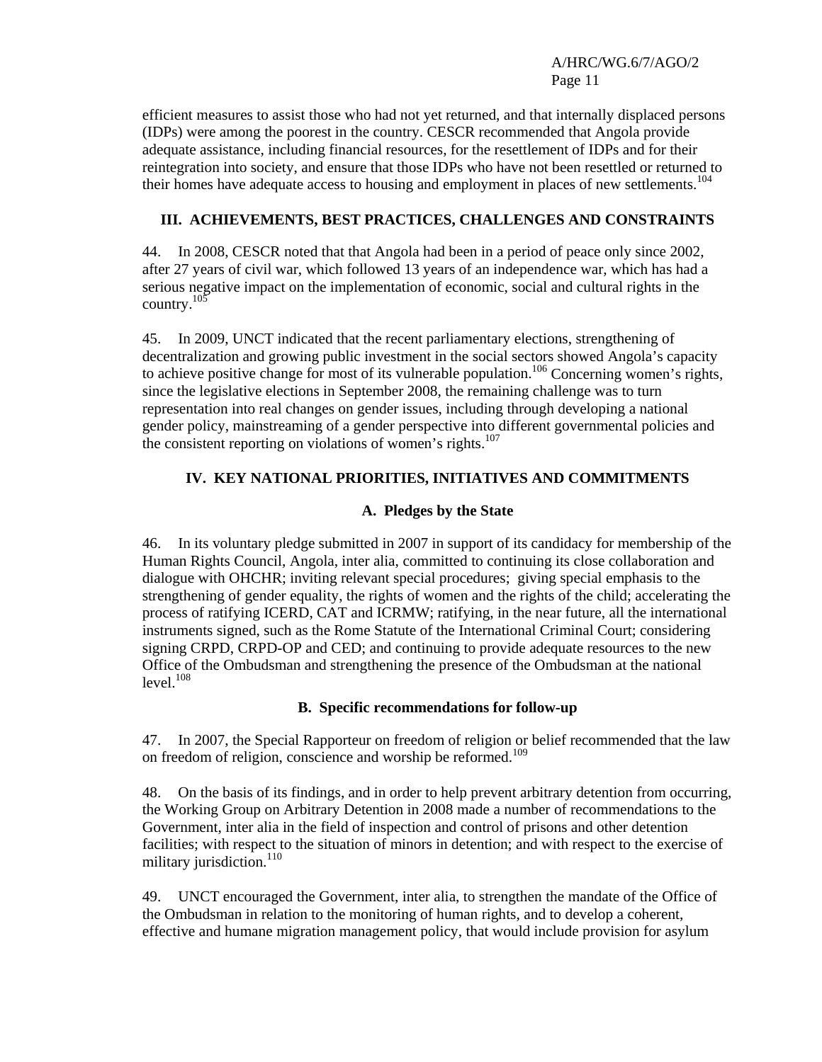efficient measures to assist those who had not yet returned, and that internally displaced persons (IDPs) were among the poorest in the country. CESCR recommended that Angola provide adequate assistance, including financial resources, for the resettlement of IDPs and for their reintegration into society, and ensure that those IDPs who have not been resettled or returned to their homes have adequate access to housing and employment in places of new settlements.[104]

## III. ACHIEVEMENTS, BEST PRACTICES, CHALLENGES AND CONSTRAINTS

44. In 2008, CESCR noted that that Angola had been in a period of peace only since 2002, after 27 years of civil war, which followed 13 years of an independence war, which has had a serious negative impact on the implementation of economic, social and cultural rights in the country.[105]

45. In 2009, UNCT indicated that the recent parliamentary elections, strengthening of decentralization and growing public investment in the social sectors showed Angola's capacity to achieve positive change for most of its vulnerable population.[106] Concerning women's rights, since the legislative elections in September 2008, the remaining challenge was to turn representation into real changes on gender issues, including through developing a national gender policy, mainstreaming of a gender perspective into different governmental policies and the consistent reporting on violations of women's rights.[107]

## IV. KEY NATIONAL PRIORITIES, INITIATIVES AND COMMITMENTS

### A. Pledges by the State

46. In its voluntary pledge submitted in 2007 in support of its candidacy for membership of the Human Rights Council, Angola, inter alia, committed to continuing its close collaboration and dialogue with OHCHR; inviting relevant special procedures; giving special emphasis to the strengthening of gender equality, the rights of women and the rights of the child; accelerating the process of ratifying ICERD, CAT and ICRMW; ratifying, in the near future, all the international instruments signed, such as the Rome Statute of the International Criminal Court; considering signing CRPD, CRPD-OP and CED; and continuing to provide adequate resources to the new Office of the Ombudsman and strengthening the presence of the Ombudsman at the national level.[108]

### B. Specific recommendations for follow-up

47. In 2007, the Special Rapporteur on freedom of religion or belief recommended that the law on freedom of religion, conscience and worship be reformed.[109]

48. On the basis of its findings, and in order to help prevent arbitrary detention from occurring, the Working Group on Arbitrary Detention in 2008 made a number of recommendations to the Government, inter alia in the field of inspection and control of prisons and other detention facilities; with respect to the situation of minors in detention; and with respect to the exercise of military jurisdiction.[110]

49. UNCT encouraged the Government, inter alia, to strengthen the mandate of the Office of the Ombudsman in relation to the monitoring of human rights, and to develop a coherent, effective and humane migration management policy, that would include provision for asylum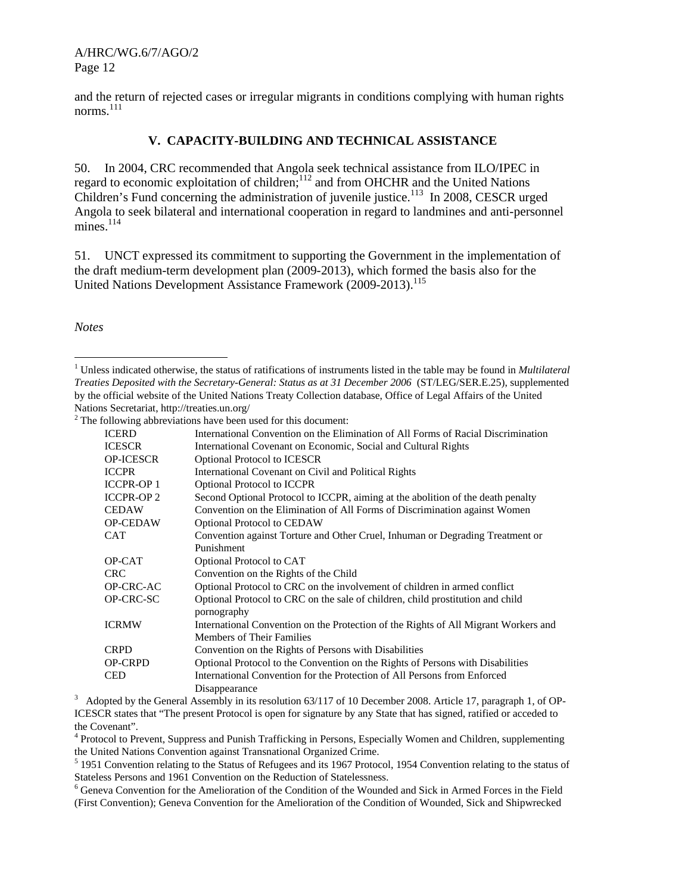and the return of rejected cases or irregular migrants in conditions complying with human rights norms.[111]

## V. CAPACITY-BUILDING AND TECHNICAL ASSISTANCE

50. In 2004, CRC recommended that Angola seek technical assistance from ILO/IPEC in regard to economic exploitation of children;[112] and from OHCHR and the United Nations Children's Fund concerning the administration of juvenile justice.[113] In 2008, CESCR urged Angola to seek bilateral and international cooperation in regard to landmines and anti-personnel mines.[114]

51. UNCT expressed its commitment to supporting the Government in the implementation of the draft medium-term development plan (2009-2013), which formed the basis also for the United Nations Development Assistance Framework (2009-2013).[115]

*Notes*

[1] Unless indicated otherwise, the status of ratifications of instruments listed in the table may be found in *Multilateral Treaties Deposited with the Secretary-General: Status as at 31 December 2006* (ST/LEG/SER.E.25), supplemented by the official website of the United Nations Treaty Collection database, Office of Legal Affairs of the United Nations Secretariat, http://treaties.un.org/

[2] The following abbreviations have been used for this document:

| | |
|---|---|
| ICERD | International Convention on the Elimination of All Forms of Racial Discrimination |
| ICESCR | International Covenant on Economic, Social and Cultural Rights |
| OP-ICESCR | Optional Protocol to ICESCR |
| ICCPR | International Covenant on Civil and Political Rights |
| ICCPR-OP 1 | Optional Protocol to ICCPR |
| ICCPR-OP 2 | Second Optional Protocol to ICCPR, aiming at the abolition of the death penalty |
| CEDAW | Convention on the Elimination of All Forms of Discrimination against Women |
| OP-CEDAW | Optional Protocol to CEDAW |
| CAT | Convention against Torture and Other Cruel, Inhuman or Degrading Treatment or Punishment |
| OP-CAT | Optional Protocol to CAT |
| CRC | Convention on the Rights of the Child |
| OP-CRC-AC | Optional Protocol to CRC on the involvement of children in armed conflict |
| OP-CRC-SC | Optional Protocol to CRC on the sale of children, child prostitution and child pornography |
| ICRMW | International Convention on the Protection of the Rights of All Migrant Workers and Members of Their Families |
| CRPD | Convention on the Rights of Persons with Disabilities |
| OP-CRPD | Optional Protocol to the Convention on the Rights of Persons with Disabilities |
| CED | International Convention for the Protection of All Persons from Enforced Disappearance |

[3] Adopted by the General Assembly in its resolution 63/117 of 10 December 2008. Article 17, paragraph 1, of OP-ICESCR states that "The present Protocol is open for signature by any State that has signed, ratified or acceded to the Covenant".

[4] Protocol to Prevent, Suppress and Punish Trafficking in Persons, Especially Women and Children, supplementing the United Nations Convention against Transnational Organized Crime.

[5] 1951 Convention relating to the Status of Refugees and its 1967 Protocol, 1954 Convention relating to the status of Stateless Persons and 1961 Convention on the Reduction of Statelessness.

[6] Geneva Convention for the Amelioration of the Condition of the Wounded and Sick in Armed Forces in the Field (First Convention); Geneva Convention for the Amelioration of the Condition of Wounded, Sick and Shipwrecked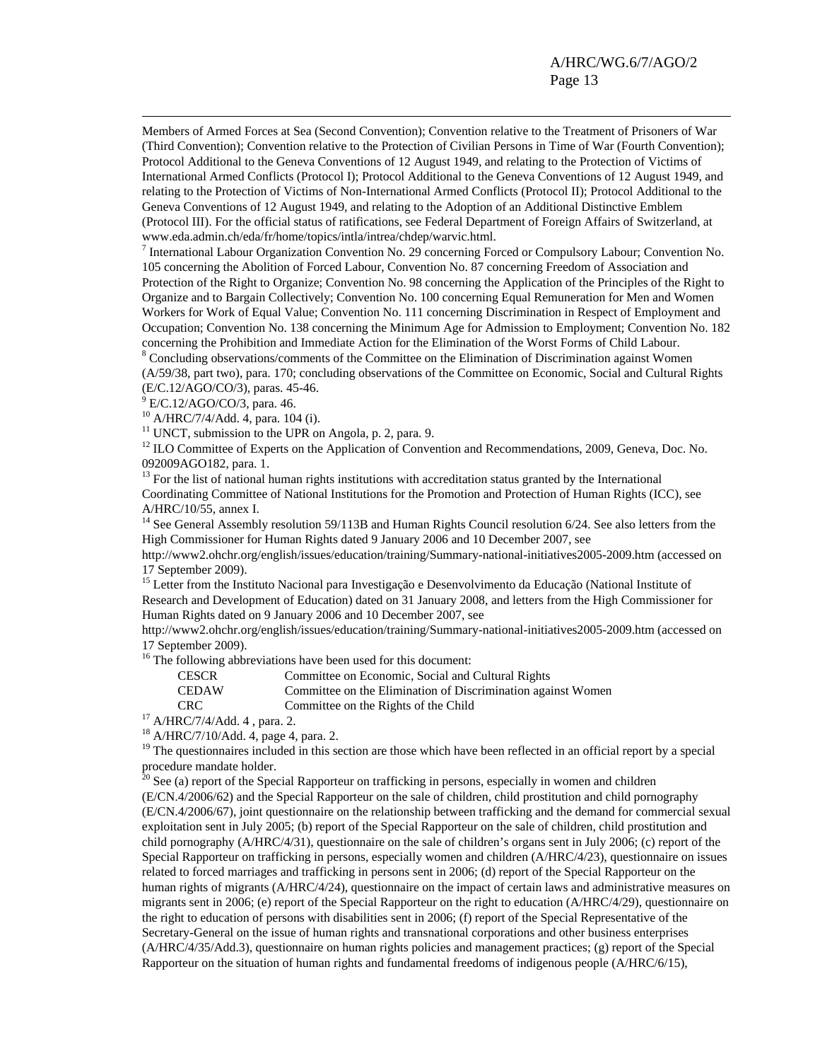Members of Armed Forces at Sea (Second Convention); Convention relative to the Treatment of Prisoners of War (Third Convention); Convention relative to the Protection of Civilian Persons in Time of War (Fourth Convention); Protocol Additional to the Geneva Conventions of 12 August 1949, and relating to the Protection of Victims of International Armed Conflicts (Protocol I); Protocol Additional to the Geneva Conventions of 12 August 1949, and relating to the Protection of Victims of Non-International Armed Conflicts (Protocol II); Protocol Additional to the Geneva Conventions of 12 August 1949, and relating to the Adoption of an Additional Distinctive Emblem (Protocol III). For the official status of ratifications, see Federal Department of Foreign Affairs of Switzerland, at www.eda.admin.ch/eda/fr/home/topics/intla/intrea/chdep/warvic.html.

[7] International Labour Organization Convention No. 29 concerning Forced or Compulsory Labour; Convention No. 105 concerning the Abolition of Forced Labour, Convention No. 87 concerning Freedom of Association and Protection of the Right to Organize; Convention No. 98 concerning the Application of the Principles of the Right to Organize and to Bargain Collectively; Convention No. 100 concerning Equal Remuneration for Men and Women Workers for Work of Equal Value; Convention No. 111 concerning Discrimination in Respect of Employment and Occupation; Convention No. 138 concerning the Minimum Age for Admission to Employment; Convention No. 182 concerning the Prohibition and Immediate Action for the Elimination of the Worst Forms of Child Labour.

[8] Concluding observations/comments of the Committee on the Elimination of Discrimination against Women (A/59/38, part two), para. 170; concluding observations of the Committee on Economic, Social and Cultural Rights (E/C.12/AGO/CO/3), paras. 45-46.

[9] E/C.12/AGO/CO/3, para. 46.

[10] A/HRC/7/4/Add. 4, para. 104 (i).

[11] UNCT, submission to the UPR on Angola, p. 2, para. 9.

[12] ILO Committee of Experts on the Application of Convention and Recommendations, 2009, Geneva, Doc. No. 092009AGO182, para. 1.

[13] For the list of national human rights institutions with accreditation status granted by the International Coordinating Committee of National Institutions for the Promotion and Protection of Human Rights (ICC), see A/HRC/10/55, annex I.

[14] See General Assembly resolution 59/113B and Human Rights Council resolution 6/24. See also letters from the High Commissioner for Human Rights dated 9 January 2006 and 10 December 2007, see http://www2.ohchr.org/english/issues/education/training/Summary-national-initiatives2005-2009.htm (accessed on 17 September 2009).

[15] Letter from the Instituto Nacional para Investigação e Desenvolvimento da Educação (National Institute of Research and Development of Education) dated on 31 January 2008, and letters from the High Commissioner for Human Rights dated on 9 January 2006 and 10 December 2007, see http://www2.ohchr.org/english/issues/education/training/Summary-national-initiatives2005-2009.htm (accessed on 17 September 2009).

[16] The following abbreviations have been used for this document:

| | |
|---|---|
| CESCR | Committee on Economic, Social and Cultural Rights |
| CEDAW | Committee on the Elimination of Discrimination against Women |
| CRC | Committee on the Rights of the Child |

[17] A/HRC/7/4/Add. 4 , para. 2.

[18] A/HRC/7/10/Add. 4, page 4, para. 2.

[19] The questionnaires included in this section are those which have been reflected in an official report by a special procedure mandate holder.

[20] See (a) report of the Special Rapporteur on trafficking in persons, especially in women and children (E/CN.4/2006/62) and the Special Rapporteur on the sale of children, child prostitution and child pornography (E/CN.4/2006/67), joint questionnaire on the relationship between trafficking and the demand for commercial sexual exploitation sent in July 2005; (b) report of the Special Rapporteur on the sale of children, child prostitution and child pornography (A/HRC/4/31), questionnaire on the sale of children's organs sent in July 2006; (c) report of the Special Rapporteur on trafficking in persons, especially women and children (A/HRC/4/23), questionnaire on issues related to forced marriages and trafficking in persons sent in 2006; (d) report of the Special Rapporteur on the human rights of migrants (A/HRC/4/24), questionnaire on the impact of certain laws and administrative measures on migrants sent in 2006; (e) report of the Special Rapporteur on the right to education (A/HRC/4/29), questionnaire on the right to education of persons with disabilities sent in 2006; (f) report of the Special Representative of the Secretary-General on the issue of human rights and transnational corporations and other business enterprises (A/HRC/4/35/Add.3), questionnaire on human rights policies and management practices; (g) report of the Special Rapporteur on the situation of human rights and fundamental freedoms of indigenous people (A/HRC/6/15),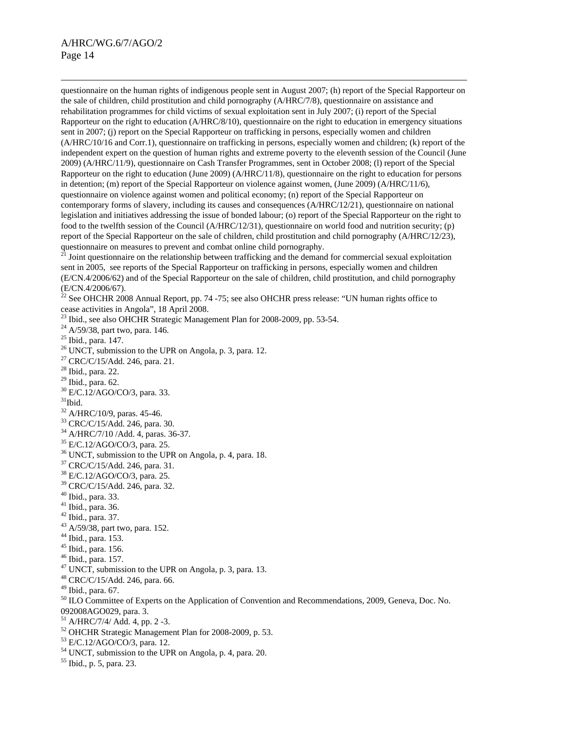questionnaire on the human rights of indigenous people sent in August 2007; (h) report of the Special Rapporteur on the sale of children, child prostitution and child pornography (A/HRC/7/8), questionnaire on assistance and rehabilitation programmes for child victims of sexual exploitation sent in July 2007; (i) report of the Special Rapporteur on the right to education (A/HRC/8/10), questionnaire on the right to education in emergency situations sent in 2007; (j) report on the Special Rapporteur on trafficking in persons, especially women and children (A/HRC/10/16 and Corr.1), questionnaire on trafficking in persons, especially women and children; (k) report of the independent expert on the question of human rights and extreme poverty to the eleventh session of the Council (June 2009) (A/HRC/11/9), questionnaire on Cash Transfer Programmes, sent in October 2008; (l) report of the Special Rapporteur on the right to education (June 2009) (A/HRC/11/8), questionnaire on the right to education for persons in detention; (m) report of the Special Rapporteur on violence against women, (June 2009) (A/HRC/11/6), questionnaire on violence against women and political economy; (n) report of the Special Rapporteur on contemporary forms of slavery, including its causes and consequences (A/HRC/12/21), questionnaire on national legislation and initiatives addressing the issue of bonded labour; (o) report of the Special Rapporteur on the right to food to the twelfth session of the Council (A/HRC/12/31), questionnaire on world food and nutrition security; (p) report of the Special Rapporteur on the sale of children, child prostitution and child pornography (A/HRC/12/23), questionnaire on measures to prevent and combat online child pornography.

[21] Joint questionnaire on the relationship between trafficking and the demand for commercial sexual exploitation sent in 2005, see reports of the Special Rapporteur on trafficking in persons, especially women and children (E/CN.4/2006/62) and of the Special Rapporteur on the sale of children, child prostitution, and child pornography (E/CN.4/2006/67).

[22] See OHCHR 2008 Annual Report, pp. 74 -75; see also OHCHR press release: "UN human rights office to cease activities in Angola", 18 April 2008.

[23] Ibid., see also OHCHR Strategic Management Plan for 2008-2009, pp. 53-54.

[24] A/59/38, part two, para. 146.

[25] Ibid., para. 147.

[26] UNCT, submission to the UPR on Angola, p. 3, para. 12.

[27] CRC/C/15/Add. 246, para. 21.

[28] Ibid., para. 22.

[29] Ibid., para. 62.

[30] E/C.12/AGO/CO/3, para. 33.

[31] Ibid.

[32] A/HRC/10/9, paras. 45-46.

[33] CRC/C/15/Add. 246, para. 30.

[34] A/HRC/7/10 /Add. 4, paras. 36-37.

[35] E/C.12/AGO/CO/3, para. 25.

[36] UNCT, submission to the UPR on Angola, p. 4, para. 18.

[37] CRC/C/15/Add. 246, para. 31.

[38] E/C.12/AGO/CO/3, para. 25.

[39] CRC/C/15/Add. 246, para. 32.

[40] Ibid., para. 33.

[41] Ibid., para. 36.

[42] Ibid., para. 37.

[43] A/59/38, part two, para. 152.

[44] Ibid., para. 153.

[45] Ibid., para. 156.

[46] Ibid., para. 157.

[47] UNCT, submission to the UPR on Angola, p. 3, para. 13.

[48] CRC/C/15/Add. 246, para. 66.

[49] Ibid., para. 67.

[50] ILO Committee of Experts on the Application of Convention and Recommendations, 2009, Geneva, Doc. No. 092008AGO029, para. 3.

[51] A/HRC/7/4/ Add. 4, pp. 2 -3.

[52] OHCHR Strategic Management Plan for 2008-2009, p. 53.

[53] E/C.12/AGO/CO/3, para. 12.

[54] UNCT, submission to the UPR on Angola, p. 4, para. 20.

[55] Ibid., p. 5, para. 23.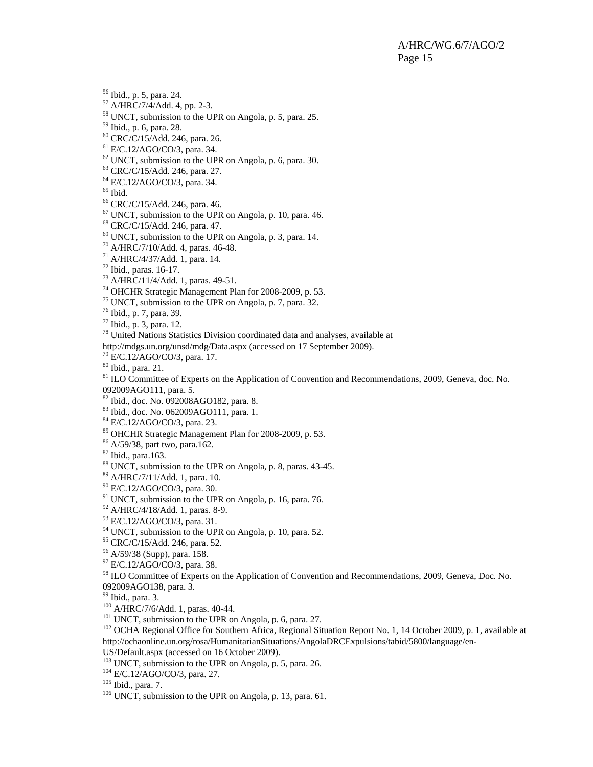[56] Ibid., p. 5, para. 24.

[57] A/HRC/7/4/Add. 4, pp. 2-3.

[58] UNCT, submission to the UPR on Angola, p. 5, para. 25.

[59] Ibid., p. 6, para. 28.

[60] CRC/C/15/Add. 246, para. 26.

[61] E/C.12/AGO/CO/3, para. 34.

[62] UNCT, submission to the UPR on Angola, p. 6, para. 30.

[63] CRC/C/15/Add. 246, para. 27.

[64] E/C.12/AGO/CO/3, para. 34.

[65] Ibid.

[66] CRC/C/15/Add. 246, para. 46.

[67] UNCT, submission to the UPR on Angola, p. 10, para. 46.

[68] CRC/C/15/Add. 246, para. 47.

[69] UNCT, submission to the UPR on Angola, p. 3, para. 14.

[70] A/HRC/7/10/Add. 4, paras. 46-48.

[71] A/HRC/4/37/Add. 1, para. 14.

[72] Ibid., paras. 16-17.

[73] A/HRC/11/4/Add. 1, paras. 49-51.

[74] OHCHR Strategic Management Plan for 2008-2009, p. 53.

[75] UNCT, submission to the UPR on Angola, p. 7, para. 32.

[76] Ibid., p. 7, para. 39.

[77] Ibid., p. 3, para. 12.

[78] United Nations Statistics Division coordinated data and analyses, available at http://mdgs.un.org/unsd/mdg/Data.aspx (accessed on 17 September 2009).

[79] E/C.12/AGO/CO/3, para. 17.

[80] Ibid., para. 21.

[81] ILO Committee of Experts on the Application of Convention and Recommendations, 2009, Geneva, doc. No. 092009AGO111, para. 5.

[82] Ibid., doc. No. 092008AGO182, para. 8.

[83] Ibid., doc. No. 062009AGO111, para. 1.

[84] E/C.12/AGO/CO/3, para. 23.

[85] OHCHR Strategic Management Plan for 2008-2009, p. 53.

[86] A/59/38, part two, para.162.

[87] Ibid., para.163.

[88] UNCT, submission to the UPR on Angola, p. 8, paras. 43-45.

[89] A/HRC/7/11/Add. 1, para. 10.

[90] E/C.12/AGO/CO/3, para. 30.

[91] UNCT, submission to the UPR on Angola, p. 16, para. 76.

[92] A/HRC/4/18/Add. 1, paras. 8-9.

[93] E/C.12/AGO/CO/3, para. 31.

[94] UNCT, submission to the UPR on Angola, p. 10, para. 52.

[95] CRC/C/15/Add. 246, para. 52.

[96] A/59/38 (Supp), para. 158.

[97] E/C.12/AGO/CO/3, para. 38.

[98] ILO Committee of Experts on the Application of Convention and Recommendations, 2009, Geneva, Doc. No. 092009AGO138, para. 3.

[99] Ibid., para. 3.

[100] A/HRC/7/6/Add. 1, paras. 40-44.

[101] UNCT, submission to the UPR on Angola, p. 6, para. 27.

[102] OCHA Regional Office for Southern Africa, Regional Situation Report No. 1, 14 October 2009, p. 1, available at http://ochaonline.un.org/rosa/HumanitarianSituations/AngolaDRCExpulsions/tabid/5800/language/en-US/Default.aspx (accessed on 16 October 2009).

[103] UNCT, submission to the UPR on Angola, p. 5, para. 26.

[104] E/C.12/AGO/CO/3, para. 27.

[105] Ibid., para. 7.

[106] UNCT, submission to the UPR on Angola, p. 13, para. 61.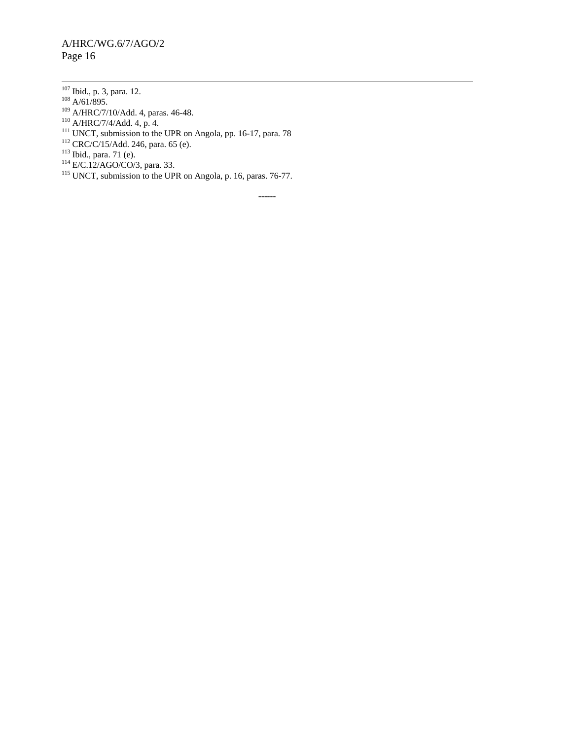[107] Ibid., p. 3, para. 12.
[108] A/61/895.
[109] A/HRC/7/10/Add. 4, paras. 46-48.
[110] A/HRC/7/4/Add. 4, p. 4.
[111] UNCT, submission to the UPR on Angola, pp. 16-17, para. 78
[112] CRC/C/15/Add. 246, para. 65 (e).
[113] Ibid., para. 71 (e).
[114] E/C.12/AGO/CO/3, para. 33.
[115] UNCT, submission to the UPR on Angola, p. 16, paras. 76-77.

------